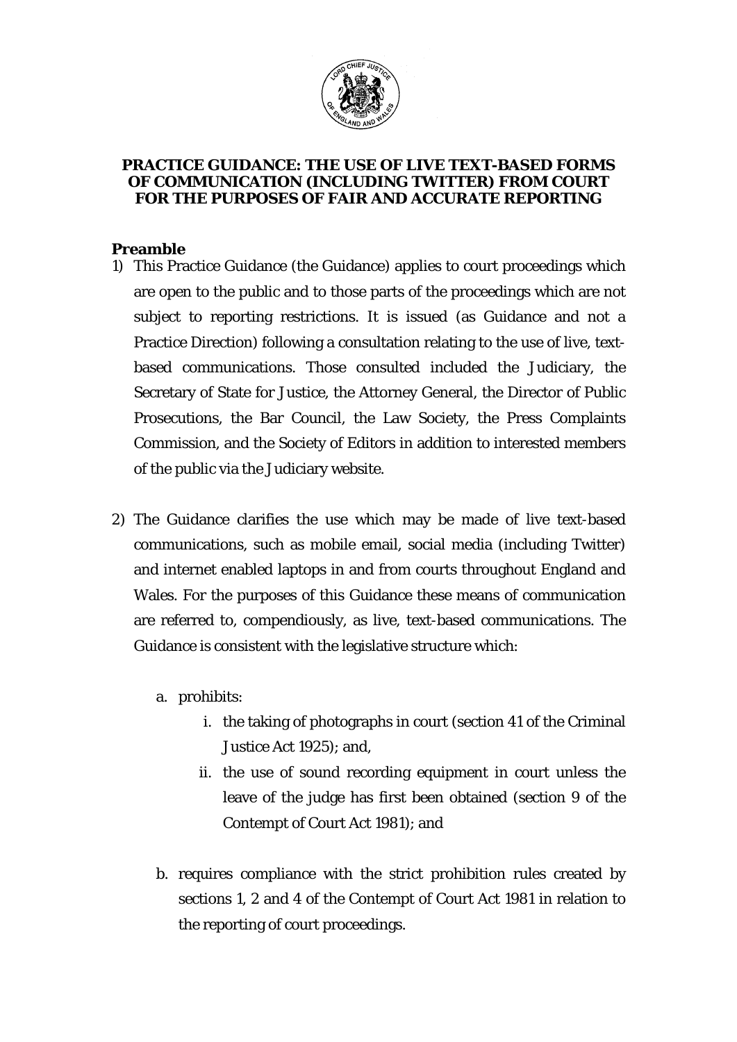# PRACTICE GUIDANCE: THE USE OF LIVE TEXT-BASED FORMS OF COMMUNICATION (INCLUDING TWITTER) FROM COURT FOR THE PURPOSES OF FAIR AND ACCURATE REPORTING

## Preamble

1) This Practice Guidance (the Guidance) applies to court proceedings which are open to the public and to those parts of the proceedings which are not subject to reporting restrictions. It is issued (as Guidance and not a Practice Direction) following a consultation relating to the use of live, text-based communications. Those consulted included the Judiciary, the Secretary of State for Justice, the Attorney General, the Director of Public Prosecutions, the Bar Council, the Law Society, the Press Complaints Commission, and the Society of Editors in addition to interested members of the public via the Judiciary website.

2) The Guidance clarifies the use which may be made of live text-based communications, such as mobile email, social media (including Twitter) and internet enabled laptops in and from courts throughout England and Wales. For the purposes of this Guidance these means of communication are referred to, compendiously, as live, text-based communications. The Guidance is consistent with the legislative structure which:

   a. prohibits:

      i. the taking of photographs in court (section 41 of the Criminal Justice Act 1925); and,

      ii. the use of sound recording equipment in court unless the leave of the judge has first been obtained (section 9 of the Contempt of Court Act 1981); and

   b. requires compliance with the strict prohibition rules created by sections 1, 2 and 4 of the Contempt of Court Act 1981 in relation to the reporting of court proceedings.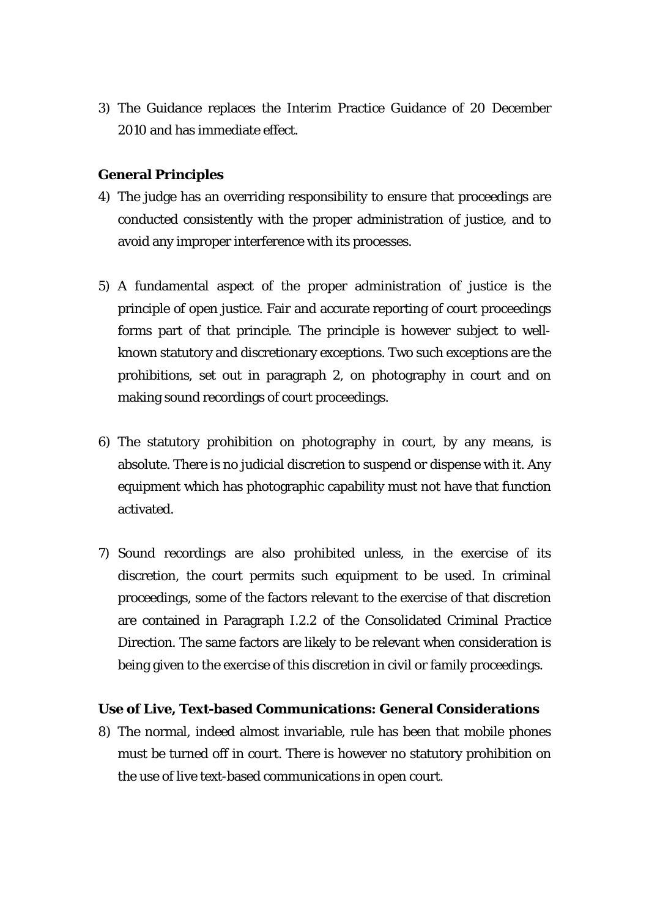3) The Guidance replaces the Interim Practice Guidance of 20 December 2010 and has immediate effect.

### General Principles

4) The judge has an overriding responsibility to ensure that proceedings are conducted consistently with the proper administration of justice, and to avoid any improper interference with its processes.

5) A fundamental aspect of the proper administration of justice is the principle of open justice. Fair and accurate reporting of court proceedings forms part of that principle. The principle is however subject to well-known statutory and discretionary exceptions. Two such exceptions are the prohibitions, set out in paragraph 2, on photography in court and on making sound recordings of court proceedings.

6) The statutory prohibition on photography in court, by any means, is absolute. There is no judicial discretion to suspend or dispense with it. Any equipment which has photographic capability must not have that function activated.

7) Sound recordings are also prohibited unless, in the exercise of its discretion, the court permits such equipment to be used. In criminal proceedings, some of the factors relevant to the exercise of that discretion are contained in Paragraph I.2.2 of the Consolidated Criminal Practice Direction. The same factors are likely to be relevant when consideration is being given to the exercise of this discretion in civil or family proceedings.

### Use of Live, Text-based Communications: General Considerations

8) The normal, indeed almost invariable, rule has been that mobile phones must be turned off in court. There is however no statutory prohibition on the use of live text-based communications in open court.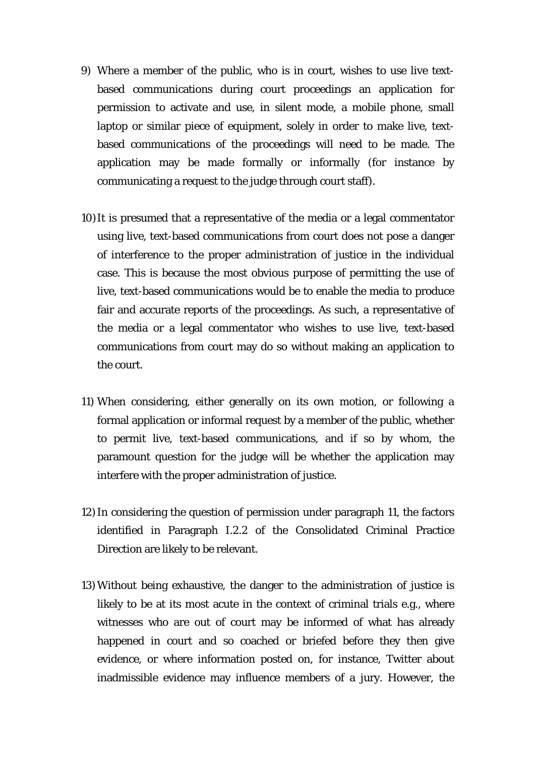9) Where a member of the public, who is in court, wishes to use live text-based communications during court proceedings an application for permission to activate and use, in silent mode, a mobile phone, small laptop or similar piece of equipment, solely in order to make live, text-based communications of the proceedings will need to be made. The application may be made formally or informally (for instance by communicating a request to the judge through court staff).

10) It is presumed that a representative of the media or a legal commentator using live, text-based communications from court does not pose a danger of interference to the proper administration of justice in the individual case. This is because the most obvious purpose of permitting the use of live, text-based communications would be to enable the media to produce fair and accurate reports of the proceedings. As such, a representative of the media or a legal commentator who wishes to use live, text-based communications from court may do so without making an application to the court.

11) When considering, either generally on its own motion, or following a formal application or informal request by a member of the public, whether to permit live, text-based communications, and if so by whom, the paramount question for the judge will be whether the application may interfere with the proper administration of justice.

12) In considering the question of permission under paragraph 11, the factors identified in Paragraph I.2.2 of the Consolidated Criminal Practice Direction are likely to be relevant.

13) Without being exhaustive, the danger to the administration of justice is likely to be at its most acute in the context of criminal trials e.g., where witnesses who are out of court may be informed of what has already happened in court and so coached or briefed before they then give evidence, or where information posted on, for instance, Twitter about inadmissible evidence may influence members of a jury. However, the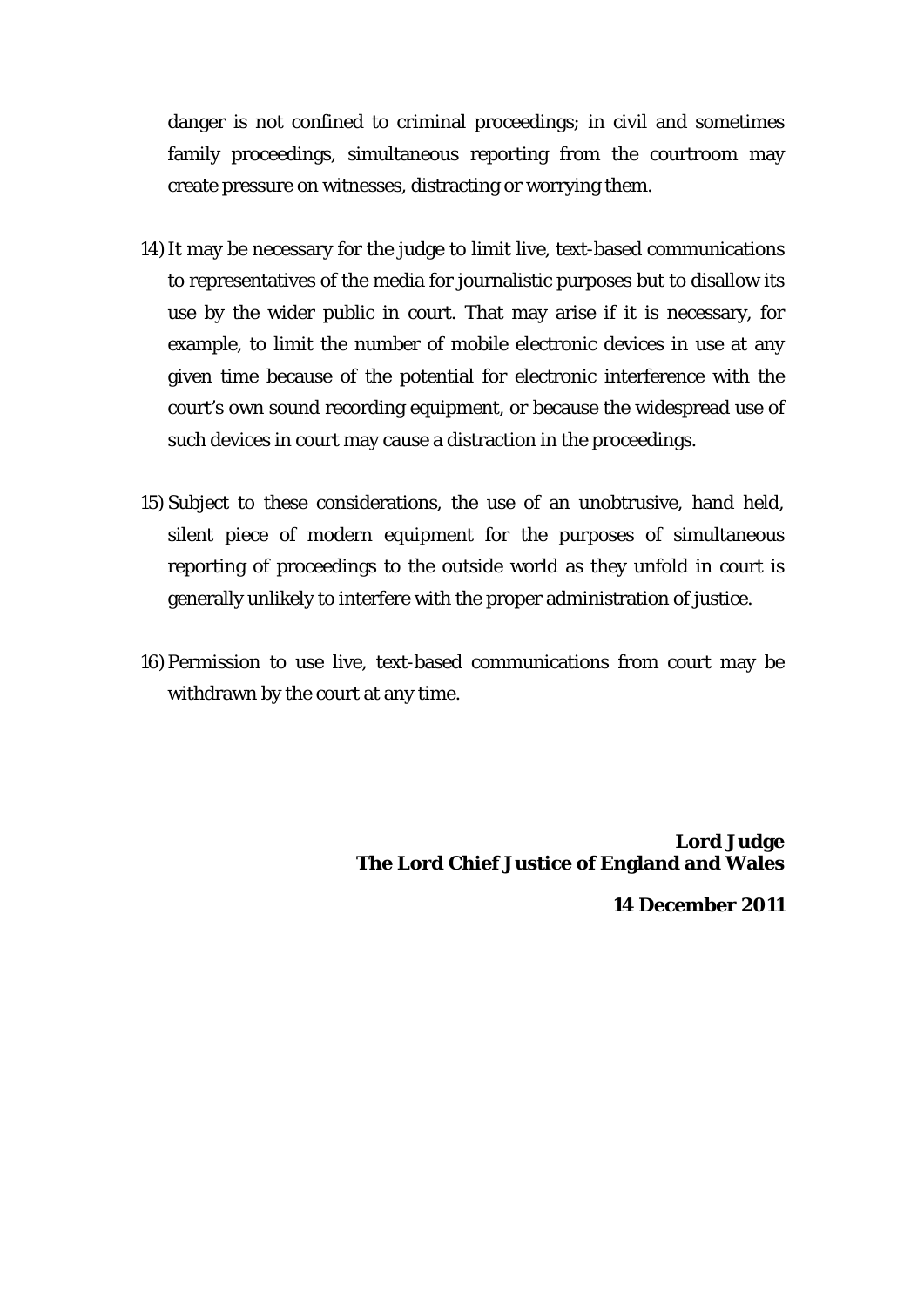danger is not confined to criminal proceedings; in civil and sometimes family proceedings, simultaneous reporting from the courtroom may create pressure on witnesses, distracting or worrying them.

14) It may be necessary for the judge to limit live, text-based communications to representatives of the media for journalistic purposes but to disallow its use by the wider public in court. That may arise if it is necessary, for example, to limit the number of mobile electronic devices in use at any given time because of the potential for electronic interference with the court's own sound recording equipment, or because the widespread use of such devices in court may cause a distraction in the proceedings.

15) Subject to these considerations, the use of an unobtrusive, hand held, silent piece of modern equipment for the purposes of simultaneous reporting of proceedings to the outside world as they unfold in court is generally unlikely to interfere with the proper administration of justice.

16) Permission to use live, text-based communications from court may be withdrawn by the court at any time.

**Lord Judge**
**The Lord Chief Justice of England and Wales**

**14 December 2011**